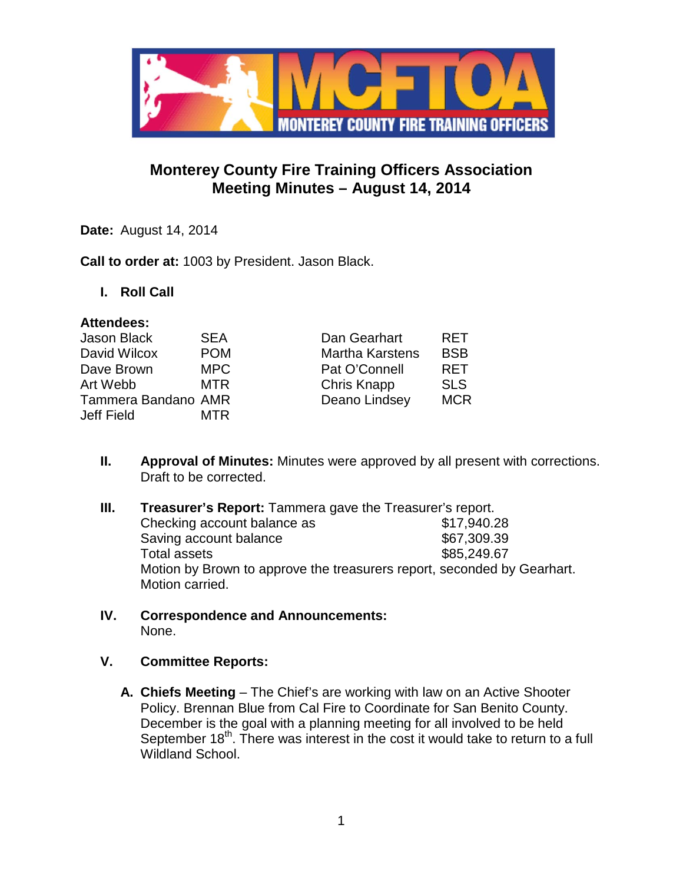# Monterey County Fire Training Officers Association
# Meeting Minutes – August 14, 2014

**Date:** August 14, 2014

**Call to order at:** 1003 by President. Jason Black.

## I. Roll Call

**Attendees:**

| | | | |
|---|---|---|---|
| Jason Black | SEA | Dan Gearhart | RET |
| David Wilcox | POM | Martha Karstens | BSB |
| Dave Brown | MPC | Pat O'Connell | RET |
| Art Webb | MTR | Chris Knapp | SLS |
| Tammera Bandano | AMR | Deano Lindsey | MCR |
| Jeff Field | MTR | | |

## II. Approval of Minutes:

Minutes were approved by all present with corrections. Draft to be corrected.

## III. Treasurer's Report:

Tammera gave the Treasurer's report.

| | |
|---|---|
| Checking account balance as | $17,940.28 |
| Saving account balance | $67,309.39 |
| Total assets | $85,249.67 |

Motion by Brown to approve the treasurers report, seconded by Gearhart. Motion carried.

## IV. Correspondence and Announcements:

None.

## V. Committee Reports:

**A. Chiefs Meeting** – The Chief's are working with law on an Active Shooter Policy. Brennan Blue from Cal Fire to Coordinate for San Benito County. December is the goal with a planning meeting for all involved to be held September 18th. There was interest in the cost it would take to return to a full Wildland School.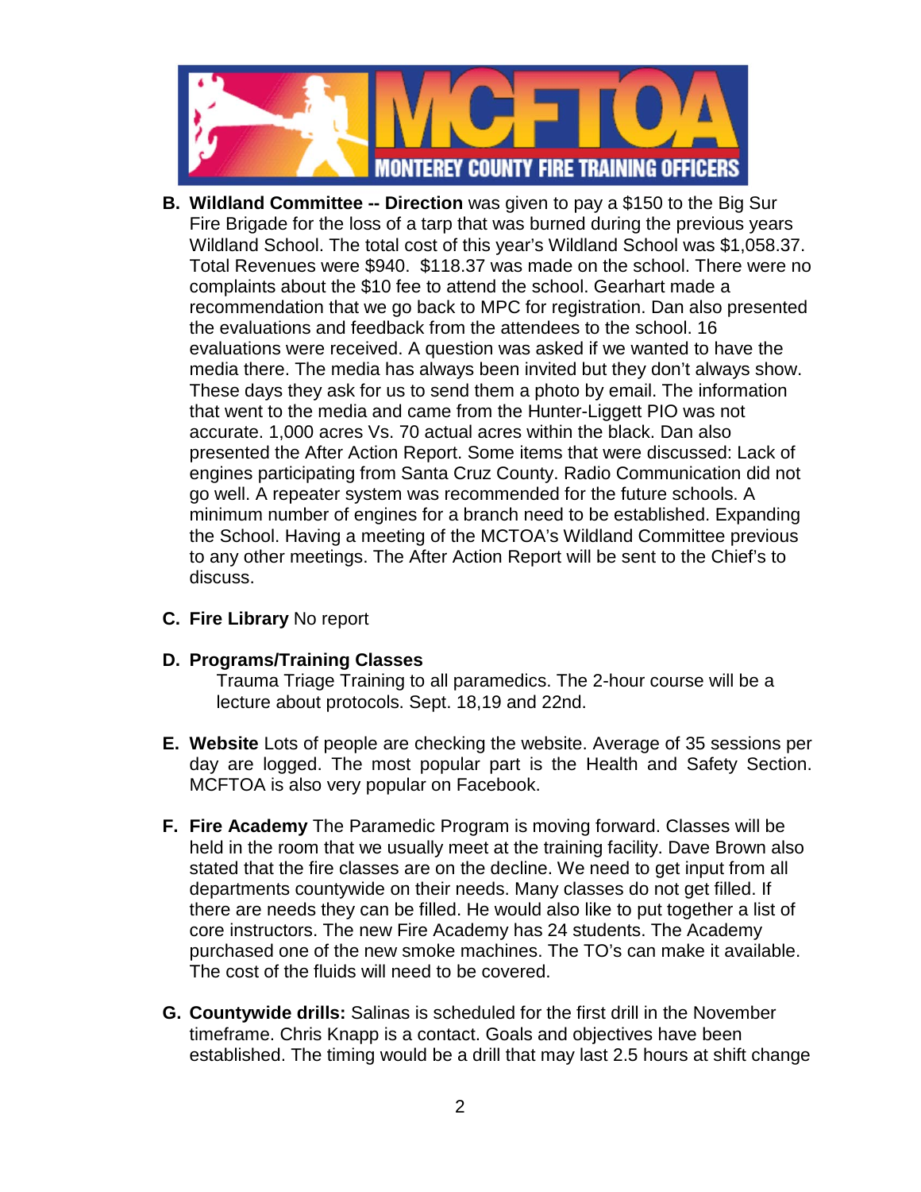**B. Wildland Committee -- Direction** was given to pay a $150 to the Big Sur Fire Brigade for the loss of a tarp that was burned during the previous years Wildland School. The total cost of this year's Wildland School was $1,058.37. Total Revenues were $940. $118.37 was made on the school. There were no complaints about the $10 fee to attend the school. Gearhart made a recommendation that we go back to MPC for registration. Dan also presented the evaluations and feedback from the attendees to the school. 16 evaluations were received. A question was asked if we wanted to have the media there. The media has always been invited but they don't always show. These days they ask for us to send them a photo by email. The information that went to the media and came from the Hunter-Liggett PIO was not accurate. 1,000 acres Vs. 70 actual acres within the black. Dan also presented the After Action Report. Some items that were discussed: Lack of engines participating from Santa Cruz County. Radio Communication did not go well. A repeater system was recommended for the future schools. A minimum number of engines for a branch need to be established. Expanding the School. Having a meeting of the MCTOA's Wildland Committee previous to any other meetings. The After Action Report will be sent to the Chief's to discuss.

**C. Fire Library** No report

**D. Programs/Training Classes**

Trauma Triage Training to all paramedics. The 2-hour course will be a lecture about protocols. Sept. 18,19 and 22nd.

**E. Website** Lots of people are checking the website. Average of 35 sessions per day are logged. The most popular part is the Health and Safety Section. MCFTOA is also very popular on Facebook.

**F. Fire Academy** The Paramedic Program is moving forward. Classes will be held in the room that we usually meet at the training facility. Dave Brown also stated that the fire classes are on the decline. We need to get input from all departments countywide on their needs. Many classes do not get filled. If there are needs they can be filled. He would also like to put together a list of core instructors. The new Fire Academy has 24 students. The Academy purchased one of the new smoke machines. The TO's can make it available. The cost of the fluids will need to be covered.

**G. Countywide drills:** Salinas is scheduled for the first drill in the November timeframe. Chris Knapp is a contact. Goals and objectives have been established. The timing would be a drill that may last 2.5 hours at shift change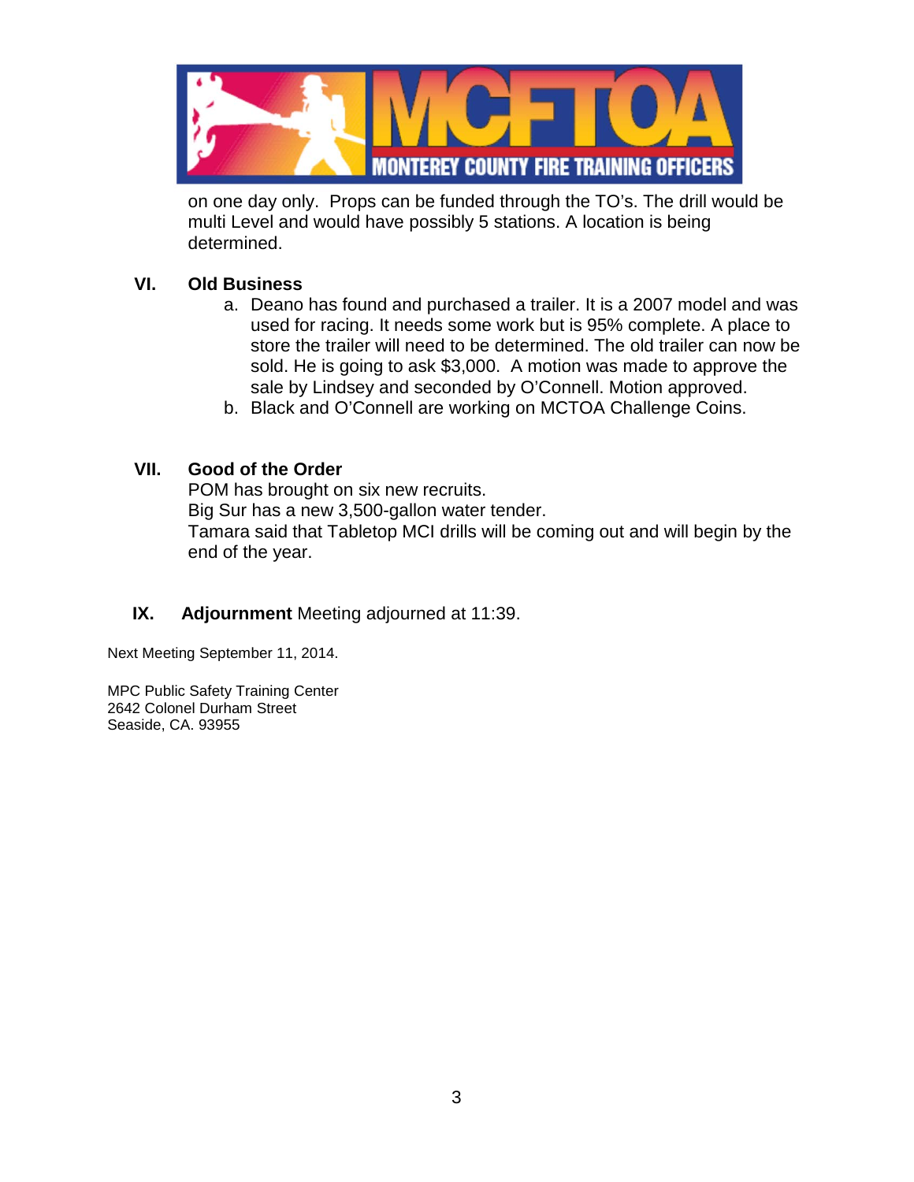on one day only. Props can be funded through the TO's. The drill would be multi Level and would have possibly 5 stations. A location is being determined.

## VI. Old Business

a. Deano has found and purchased a trailer. It is a 2007 model and was used for racing. It needs some work but is 95% complete. A place to store the trailer will need to be determined. The old trailer can now be sold. He is going to ask $3,000. A motion was made to approve the sale by Lindsey and seconded by O'Connell. Motion approved.
b. Black and O'Connell are working on MCTOA Challenge Coins.

## VII. Good of the Order

POM has brought on six new recruits.
Big Sur has a new 3,500-gallon water tender.
Tamara said that Tabletop MCI drills will be coming out and will begin by the end of the year.

## IX. Adjournment

Meeting adjourned at 11:39.

Next Meeting September 11, 2014.

MPC Public Safety Training Center
2642 Colonel Durham Street
Seaside, CA. 93955